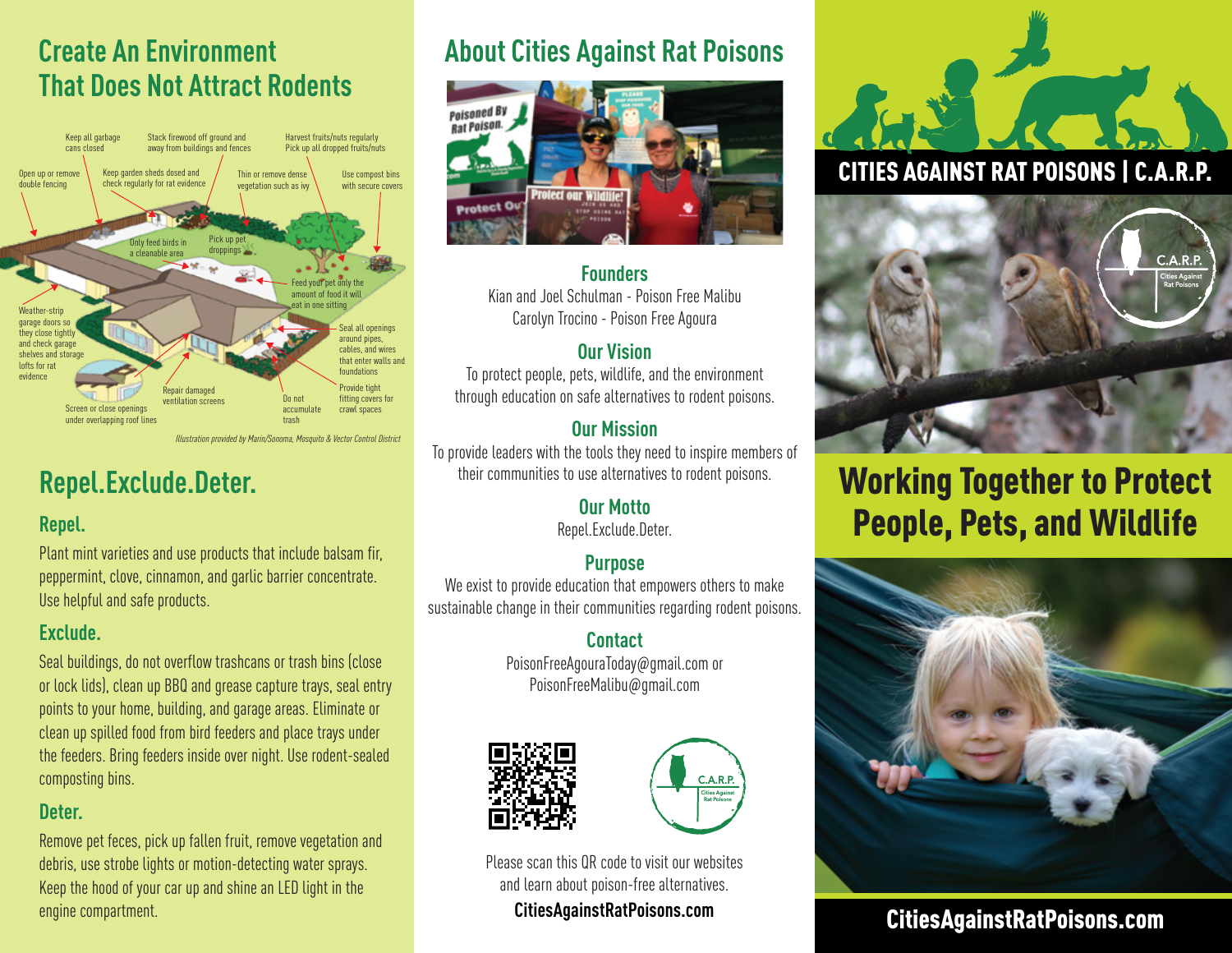# Create An Environment That Does Not Attract Rodents

Keep all garbage cans closed

Stack firewood off ground and away from buildings and fences

Harvest fruits/nuts regularly. Pick up all dropped fruits/nuts

Open up or remove double fencing

Keep garden sheds closed and check regularly for rat evidence

Thin or remove dense vegetation such as ivy

Use compost bins with secure covers

Only feed birds in a cleanable area

Pick up pet droppings

Feed your pet only the amount of food it will eat in one sitting

Weather-strip garage doors so they close tightly and check garage shelves and storage lofts for rat evidence

Seal all openings around pipes, cables, and wires that enter walls and foundations

Repair damaged ventilation screens

Do not accumulate trash

Provide tight fitting covers for crawl spaces

Screen or close openings under overlapping roof lines

*Illustration provided by Marin/Sonoma, Mosquito & Vector Control District*

## Repel.Exclude.Deter.

### Repel.

Plant mint varieties and use products that include balsam fir, peppermint, clove, cinnamon, and garlic barrier concentrate. Use helpful and safe products.

### Exclude.

Seal buildings, do not overflow trashcans or trash bins (close or lock lids), clean up BBQ and grease capture trays, seal entry points to your home, building, and garage areas. Eliminate or clean up spilled food from bird feeders and place trays under the feeders. Bring feeders inside over night. Use rodent-sealed composting bins.

### Deter.

Remove pet feces, pick up fallen fruit, remove vegetation and debris, use strobe lights or motion-detecting water sprays. Keep the hood of your car up and shine an LED light in the engine compartment.

# About Cities Against Rat Poisons

### Founders

Kian and Joel Schulman - Poison Free Malibu
Carolyn Trocino - Poison Free Agoura

### Our Vision

To protect people, pets, wildlife, and the environment through education on safe alternatives to rodent poisons.

### Our Mission

To provide leaders with the tools they need to inspire members of their communities to use alternatives to rodent poisons.

### Our Motto

Repel.Exclude.Deter.

### Purpose

We exist to provide education that empowers others to make sustainable change in their communities regarding rodent poisons.

### Contact

PoisonFreeAgouraToday@gmail.com or
PoisonFreeMalibu@gmail.com

Please scan this QR code to visit our websites and learn about poison-free alternatives.

**CitiesAgainstRatPoisons.com**

# CITIES AGAINST RAT POISONS | C.A.R.P.

C.A.R.P. Cities Against Rat Poisons

## Working Together to Protect People, Pets, and Wildlife

**CitiesAgainstRatPoisons.com**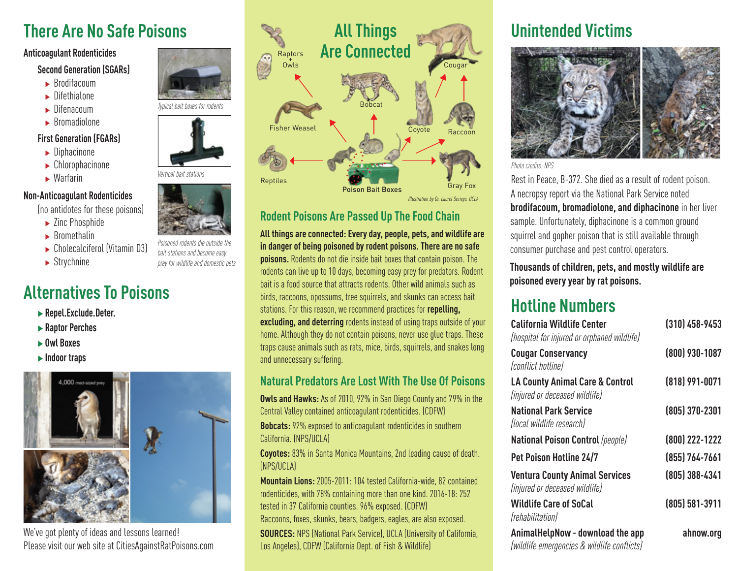## There Are No Safe Poisons

**Anticoagulant Rodenticides**

**Second Generation (SGARs)**

- Brodifacoum
- Difethialone
- Difenacoum
- Bromadiolone

**First Generation (FGARs)**

- Diphacinone
- Chlorophacinone
- Warfarin

**Non-Anticoagulant Rodenticides**

(no antidotes for these poisons)

- Zinc Phosphide
- Bromethalin
- Cholecalciferol (Vitamin D3)
- Strychnine

*Typical bait boxes for rodents*

*Vertical bait stations*

*Poisoned rodents die outside the bait stations and become easy prey for wildlife and domestic pets*

## Alternatives To Poisons

- **Repel.Exclude.Deter.**
- **Raptor Perches**
- **Owl Boxes**
- **Indoor traps**

4,000 med-sized prey

We've got plenty of ideas and lessons learned! Please visit our web site at CitiesAgainstRatPoisons.com

## All Things Are Connected

Raptors + Owls

Cougar

Bobcat

Fisher Weasel

Coyote

Raccoon

Reptiles

Poison Bait Boxes

Gray Fox

*Illustration by Dr. Laurel Serieys, UCLA*

### Rodent Poisons Are Passed Up The Food Chain

**All things are connected: Every day, people, pets, and wildlife are in danger of being poisoned by rodent poisons. There are no safe poisons.** Rodents do not die inside bait boxes that contain poison. The rodents can live up to 10 days, becoming easy prey for predators. Rodent bait is a food source that attracts rodents. Other wild animals such as birds, raccoons, opossums, tree squirrels, and skunks can access bait stations. For this reason, we recommend practices for **repelling, excluding, and deterring** rodents instead of using traps outside of your home. Although they do not contain poisons, never use glue traps. These traps cause animals such as rats, mice, birds, squirrels, and snakes long and unnecessary suffering.

### Natural Predators Are Lost With The Use Of Poisons

**Owls and Hawks:** As of 2010, 92% in San Diego County and 79% in the Central Valley contained anticoagulant rodenticides. (CDFW)

**Bobcats:** 92% exposed to anticoagulant rodenticides in southern California. (NPS/UCLA)

**Coyotes:** 83% in Santa Monica Mountains, 2nd leading cause of death. (NPS/UCLA)

**Mountain Lions:** 2005-2011: 104 tested California-wide, 82 contained rodenticides, with 78% containing more than one kind. 2016-18: 252 tested in 37 California counties. 96% exposed. (CDFW)

Raccoons, foxes, skunks, bears, badgers, eagles, are also exposed.

**SOURCES:** NPS (National Park Service), UCLA (University of California, Los Angeles), CDFW (California Dept. of Fish & Wildlife)

## Unintended Victims

*Photo credits: NPS*

Rest in Peace, B-372. She died as a result of rodent poison. A necropsy report via the National Park Service noted **brodifacoum, bromadiolone, and diphacinone** in her liver sample. Unfortunately, diphacinone is a common ground squirrel and gopher poison that is still available through consumer purchase and pest control operators.

**Thousands of children, pets, and mostly wildlife are poisoned every year by rat poisons.**

## Hotline Numbers

| | |
|---|---|
| **California Wildlife Center** *(hospital for injured or orphaned wildlife)* | **(310) 458-9453** |
| **Cougar Conservancy** *(conflict hotline)* | **(800) 930-1087** |
| **LA County Animal Care & Control** *(injured or deceased wildlife)* | **(818) 991-0071** |
| **National Park Service** *(local wildlife research)* | **(805) 370-2301** |
| **National Poison Control** *(people)* | **(800) 222-1222** |
| **Pet Poison Hotline 24/7** | **(855) 764-7661** |
| **Ventura County Animal Services** *(injured or deceased wildlife)* | **(805) 388-4341** |
| **Wildlife Care of SoCal** *(rehabilitation)* | **(805) 581-3911** |
| **AnimalHelpNow - download the app** *(wildlife emergencies & wildlife conflicts)* | **ahnow.org** |